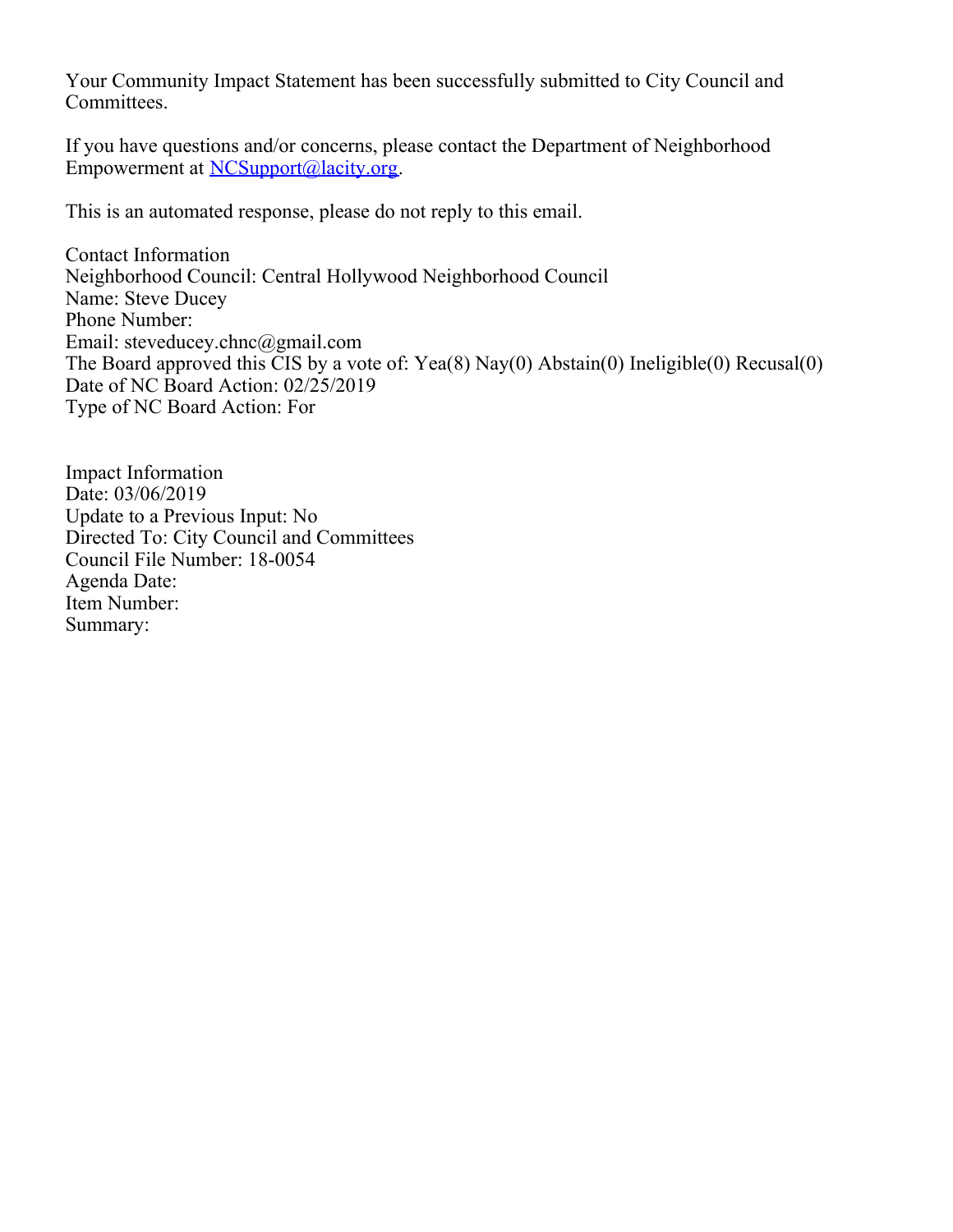Your Community Impact Statement has been successfully submitted to City Council and Committees.

If you have questions and/or concerns, please contact the Department of Neighborhood Empowerment at [NCSupport@lacity.org](mailto:NCSupport@lacity.org).

This is an automated response, please do not reply to this email.

Contact Information
Neighborhood Council: Central Hollywood Neighborhood Council
Name: Steve Ducey
Phone Number:
Email: steveducey.chnc@gmail.com
The Board approved this CIS by a vote of: Yea(8) Nay(0) Abstain(0) Ineligible(0) Recusal(0)
Date of NC Board Action: 02/25/2019
Type of NC Board Action: For

Impact Information
Date: 03/06/2019
Update to a Previous Input: No
Directed To: City Council and Committees
Council File Number: 18-0054
Agenda Date:
Item Number:
Summary: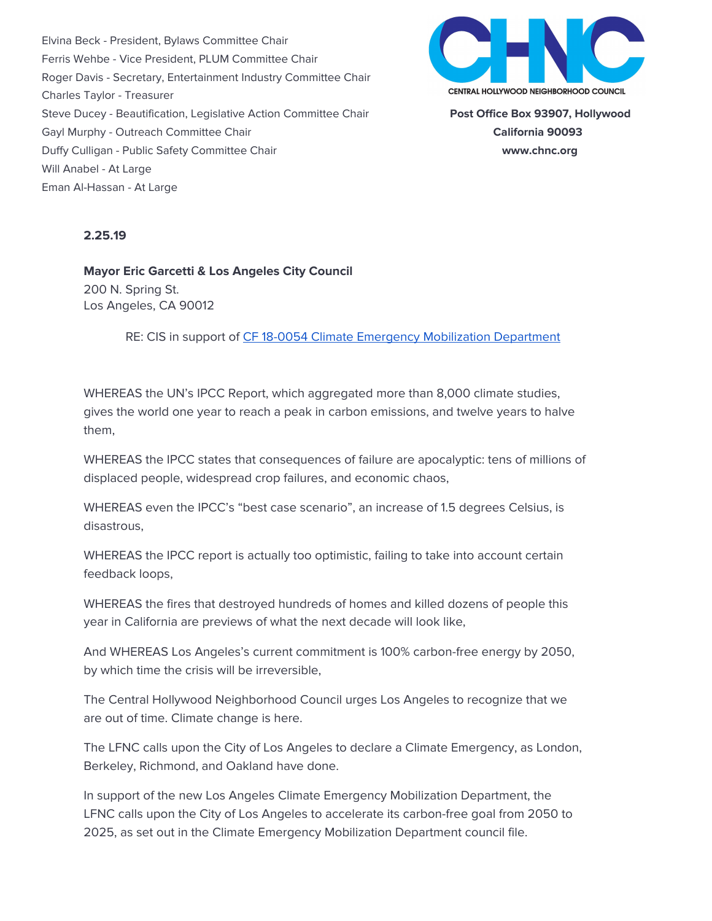Elvina Beck - President, Bylaws Committee Chair
Ferris Wehbe - Vice President, PLUM Committee Chair
Roger Davis - Secretary, Entertainment Industry Committee Chair
Charles Taylor - Treasurer
Steve Ducey - Beautification, Legislative Action Committee Chair
Gayl Murphy - Outreach Committee Chair
Duffy Culligan - Public Safety Committee Chair
Will Anabel - At Large
Eman Al-Hassan - At Large

CHNC
CENTRAL HOLLYWOOD NEIGHBORHOOD COUNCIL

**Post Office Box 93907, Hollywood**
**California 90093**
**www.chnc.org**

**2.25.19**

**Mayor Eric Garcetti & Los Angeles City Council**
200 N. Spring St.
Los Angeles, CA 90012

RE: CIS in support of CF 18-0054 Climate Emergency Mobilization Department

WHEREAS the UN's IPCC Report, which aggregated more than 8,000 climate studies, gives the world one year to reach a peak in carbon emissions, and twelve years to halve them,

WHEREAS the IPCC states that consequences of failure are apocalyptic: tens of millions of displaced people, widespread crop failures, and economic chaos,

WHEREAS even the IPCC's "best case scenario", an increase of 1.5 degrees Celsius, is disastrous,

WHEREAS the IPCC report is actually too optimistic, failing to take into account certain feedback loops,

WHEREAS the fires that destroyed hundreds of homes and killed dozens of people this year in California are previews of what the next decade will look like,

And WHEREAS Los Angeles's current commitment is 100% carbon-free energy by 2050, by which time the crisis will be irreversible,

The Central Hollywood Neighborhood Council urges Los Angeles to recognize that we are out of time. Climate change is here.

The LFNC calls upon the City of Los Angeles to declare a Climate Emergency, as London, Berkeley, Richmond, and Oakland have done.

In support of the new Los Angeles Climate Emergency Mobilization Department, the LFNC calls upon the City of Los Angeles to accelerate its carbon-free goal from 2050 to 2025, as set out in the Climate Emergency Mobilization Department council file.